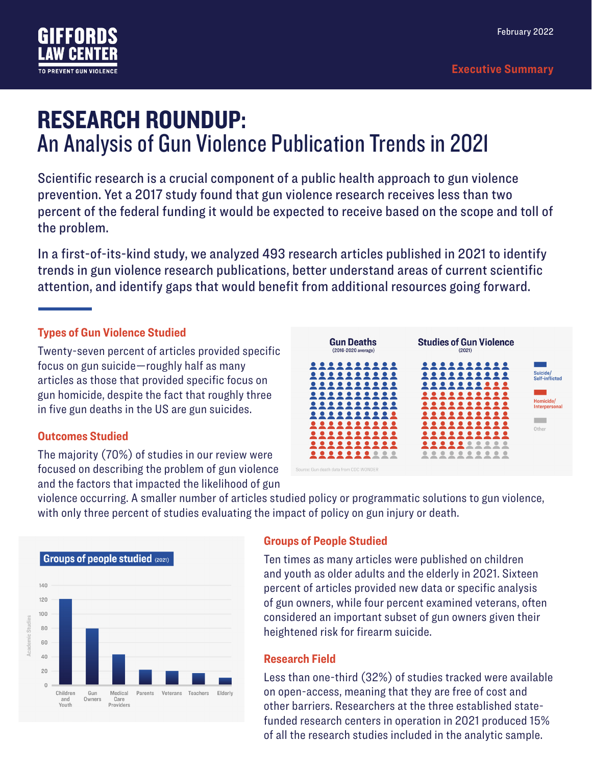GIFFORDS LAW CENTER TO PREVENT GUN VIOLENCE

February 2022

Executive Summary

# RESEARCH ROUNDUP:
## An Analysis of Gun Violence Publication Trends in 2021

Scientific research is a crucial component of a public health approach to gun violence prevention. Yet a 2017 study found that gun violence research receives less than two percent of the federal funding it would be expected to receive based on the scope and toll of the problem.

In a first-of-its-kind study, we analyzed 493 research articles published in 2021 to identify trends in gun violence research publications, better understand areas of current scientific attention, and identify gaps that would benefit from additional resources going forward.

### Types of Gun Violence Studied

Twenty-seven percent of articles provided specific focus on gun suicide—roughly half as many articles as those that provided specific focus on gun homicide, despite the fact that roughly three in five gun deaths in the US are gun suicides.

**Gun Deaths** (2016-2020 average) | **Studies of Gun Violence** (2021)

Suicide/Self-inflicted · Homicide/Interpersonal · Other

Source: Gun death data from CDC WONDER

### Outcomes Studied

The majority (70%) of studies in our review were focused on describing the problem of gun violence and the factors that impacted the likelihood of gun violence occurring. A smaller number of articles studied policy or programmatic solutions to gun violence, with only three percent of studies evaluating the impact of policy on gun injury or death.

**Groups of people studied** (2021)

Academic Studies: Children and Youth, Gun Owners, Medical Care Providers, Parents, Veterans, Teachers, Elderly

### Groups of People Studied

Ten times as many articles were published on children and youth as older adults and the elderly in 2021. Sixteen percent of articles provided new data or specific analysis of gun owners, while four percent examined veterans, often considered an important subset of gun owners given their heightened risk for firearm suicide.

### Research Field

Less than one-third (32%) of studies tracked were available on open-access, meaning that they are free of cost and other barriers. Researchers at the three established state-funded research centers in operation in 2021 produced 15% of all the research studies included in the analytic sample.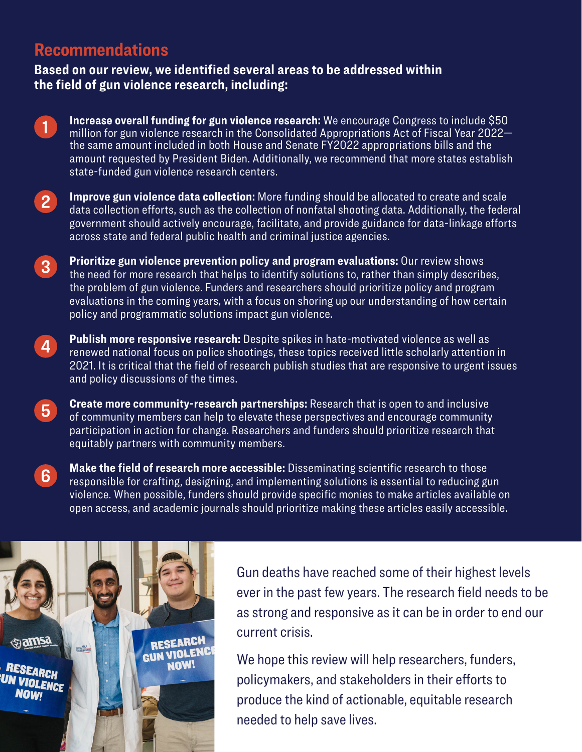## Recommendations

**Based on our review, we identified several areas to be addressed within the field of gun violence research, including:**

1. **Increase overall funding for gun violence research:** We encourage Congress to include $50 million for gun violence research in the Consolidated Appropriations Act of Fiscal Year 2022—the same amount included in both House and Senate FY2022 appropriations bills and the amount requested by President Biden. Additionally, we recommend that more states establish state-funded gun violence research centers.

2. **Improve gun violence data collection:** More funding should be allocated to create and scale data collection efforts, such as the collection of nonfatal shooting data. Additionally, the federal government should actively encourage, facilitate, and provide guidance for data-linkage efforts across state and federal public health and criminal justice agencies.

3. **Prioritize gun violence prevention policy and program evaluations:** Our review shows the need for more research that helps to identify solutions to, rather than simply describes, the problem of gun violence. Funders and researchers should prioritize policy and program evaluations in the coming years, with a focus on shoring up our understanding of how certain policy and programmatic solutions impact gun violence.

4. **Publish more responsive research:** Despite spikes in hate-motivated violence as well as renewed national focus on police shootings, these topics received little scholarly attention in 2021. It is critical that the field of research publish studies that are responsive to urgent issues and policy discussions of the times.

5. **Create more community-research partnerships:** Research that is open to and inclusive of community members can help to elevate these perspectives and encourage community participation in action for change. Researchers and funders should prioritize research that equitably partners with community members.

6. **Make the field of research more accessible:** Disseminating scientific research to those responsible for crafting, designing, and implementing solutions is essential to reducing gun violence. When possible, funders should provide specific monies to make articles available on open access, and academic journals should prioritize making these articles easily accessible.

Gun deaths have reached some of their highest levels ever in the past few years. The research field needs to be as strong and responsive as it can be in order to end our current crisis.

We hope this review will help researchers, funders, policymakers, and stakeholders in their efforts to produce the kind of actionable, equitable research needed to help save lives.